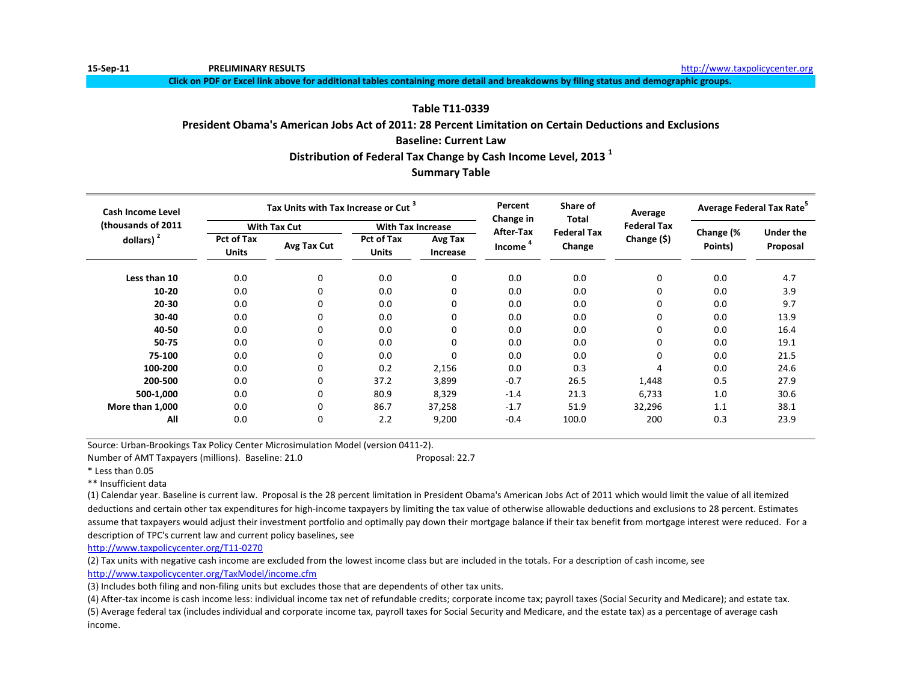15-Sep-11 **PRELIMINARY RESULTS** http://www.taxpolicycenter.org

**Click on PDF or Excel link above for additional tables containing more detail and breakdowns by filing status and demographic groups.**

## Table T11-0339
## President Obama's American Jobs Act of 2011: 28 Percent Limitation on Certain Deductions and Exclusions
## Baseline: Current Law
## Distribution of Federal Tax Change by Cash Income Level, 2013 [1]
## Summary Table

| Cash Income Level (thousands of 2011 dollars) [2] | Tax Units with Tax Increase or Cut [3] | | | | Percent Change in After-Tax Income [4] | Share of Total Federal Tax Change | Average Federal Tax Change ($) | Average Federal Tax Rate [5] | |
|---|---|---|---|---|---|---|---|---|---|
| | With Tax Cut | | With Tax Increase | | | | | | |
| | Pct of Tax Units | Avg Tax Cut | Pct of Tax Units | Avg Tax Increase | | | | Change (% Points) | Under the Proposal |
| **Less than 10** | 0.0 | 0 | 0.0 | 0 | 0.0 | 0.0 | 0 | 0.0 | 4.7 |
| **10-20** | 0.0 | 0 | 0.0 | 0 | 0.0 | 0.0 | 0 | 0.0 | 3.9 |
| **20-30** | 0.0 | 0 | 0.0 | 0 | 0.0 | 0.0 | 0 | 0.0 | 9.7 |
| **30-40** | 0.0 | 0 | 0.0 | 0 | 0.0 | 0.0 | 0 | 0.0 | 13.9 |
| **40-50** | 0.0 | 0 | 0.0 | 0 | 0.0 | 0.0 | 0 | 0.0 | 16.4 |
| **50-75** | 0.0 | 0 | 0.0 | 0 | 0.0 | 0.0 | 0 | 0.0 | 19.1 |
| **75-100** | 0.0 | 0 | 0.0 | 0 | 0.0 | 0.0 | 0 | 0.0 | 21.5 |
| **100-200** | 0.0 | 0 | 0.2 | 2,156 | 0.0 | 0.3 | 4 | 0.0 | 24.6 |
| **200-500** | 0.0 | 0 | 37.2 | 3,899 | -0.7 | 26.5 | 1,448 | 0.5 | 27.9 |
| **500-1,000** | 0.0 | 0 | 80.9 | 8,329 | -1.4 | 21.3 | 6,733 | 1.0 | 30.6 |
| **More than 1,000** | 0.0 | 0 | 86.7 | 37,258 | -1.7 | 51.9 | 32,296 | 1.1 | 38.1 |
| **All** | 0.0 | 0 | 2.2 | 9,200 | -0.4 | 100.0 | 200 | 0.3 | 23.9 |

Source: Urban-Brookings Tax Policy Center Microsimulation Model (version 0411-2).

Number of AMT Taxpayers (millions). Baseline: 21.0 Proposal: 22.7

* Less than 0.05

** Insufficient data

(1) Calendar year. Baseline is current law. Proposal is the 28 percent limitation in President Obama's American Jobs Act of 2011 which would limit the value of all itemized deductions and certain other tax expenditures for high-income taxpayers by limiting the tax value of otherwise allowable deductions and exclusions to 28 percent. Estimates assume that taxpayers would adjust their investment portfolio and optimally pay down their mortgage balance if their tax benefit from mortgage interest were reduced. For a description of TPC's current law and current policy baselines, see
http://www.taxpolicycenter.org/T11-0270

(2) Tax units with negative cash income are excluded from the lowest income class but are included in the totals. For a description of cash income, see
http://www.taxpolicycenter.org/TaxModel/income.cfm

(3) Includes both filing and non-filing units but excludes those that are dependents of other tax units.

(4) After-tax income is cash income less: individual income tax net of refundable credits; corporate income tax; payroll taxes (Social Security and Medicare); and estate tax.

(5) Average federal tax (includes individual and corporate income tax, payroll taxes for Social Security and Medicare, and the estate tax) as a percentage of average cash income.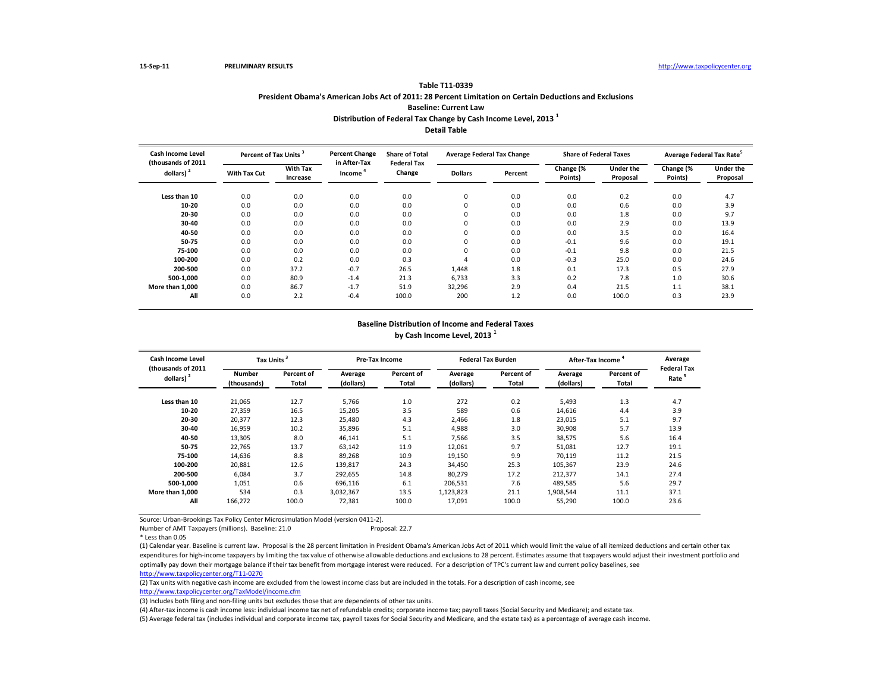15-Sep-11 PRELIMINARY RESULTS http://www.taxpolicycenter.org

### Table T11-0339
### President Obama's American Jobs Act of 2011: 28 Percent Limitation on Certain Deductions and Exclusions
### Baseline: Current Law
### Distribution of Federal Tax Change by Cash Income Level, 2013 [1]
### Detail Table

| Cash Income Level (thousands of 2011 dollars) [2] | Percent of Tax Units [3] | | Percent Change in After-Tax Income [4] | Share of Total Federal Tax Change | Average Federal Tax Change | | Share of Federal Taxes | | Average Federal Tax Rate[5] | |
|---|---|---|---|---|---|---|---|---|---|---|
| | With Tax Cut | With Tax Increase | | | Dollars | Percent | Change (% Points) | Under the Proposal | Change (% Points) | Under the Proposal |
| Less than 10 | 0.0 | 0.0 | 0.0 | 0.0 | 0 | 0.0 | 0.0 | 0.2 | 0.0 | 4.7 |
| 10-20 | 0.0 | 0.0 | 0.0 | 0.0 | 0 | 0.0 | 0.0 | 0.6 | 0.0 | 3.9 |
| 20-30 | 0.0 | 0.0 | 0.0 | 0.0 | 0 | 0.0 | 0.0 | 1.8 | 0.0 | 9.7 |
| 30-40 | 0.0 | 0.0 | 0.0 | 0.0 | 0 | 0.0 | 0.0 | 2.9 | 0.0 | 13.9 |
| 40-50 | 0.0 | 0.0 | 0.0 | 0.0 | 0 | 0.0 | 0.0 | 3.5 | 0.0 | 16.4 |
| 50-75 | 0.0 | 0.0 | 0.0 | 0.0 | 0 | 0.0 | -0.1 | 9.6 | 0.0 | 19.1 |
| 75-100 | 0.0 | 0.0 | 0.0 | 0.0 | 0 | 0.0 | -0.1 | 9.8 | 0.0 | 21.5 |
| 100-200 | 0.0 | 0.2 | 0.0 | 0.3 | 4 | 0.0 | -0.3 | 25.0 | 0.0 | 24.6 |
| 200-500 | 0.0 | 37.2 | -0.7 | 26.5 | 1,448 | 1.8 | 0.1 | 17.3 | 0.5 | 27.9 |
| 500-1,000 | 0.0 | 80.9 | -1.4 | 21.3 | 6,733 | 3.3 | 0.2 | 7.8 | 1.0 | 30.6 |
| More than 1,000 | 0.0 | 86.7 | -1.7 | 51.9 | 32,296 | 2.9 | 0.4 | 21.5 | 1.1 | 38.1 |
| All | 0.0 | 2.2 | -0.4 | 100.0 | 200 | 1.2 | 0.0 | 100.0 | 0.3 | 23.9 |

### Baseline Distribution of Income and Federal Taxes
### by Cash Income Level, 2013 [1]

| Cash Income Level (thousands of 2011 dollars) [2] | Tax Units [3] | | Pre-Tax Income | | Federal Tax Burden | | After-Tax Income [4] | | Average Federal Tax Rate [5] |
|---|---|---|---|---|---|---|---|---|---|
| | Number (thousands) | Percent of Total | Average (dollars) | Percent of Total | Average (dollars) | Percent of Total | Average (dollars) | Percent of Total | |
| Less than 10 | 21,065 | 12.7 | 5,766 | 1.0 | 272 | 0.2 | 5,493 | 1.3 | 4.7 |
| 10-20 | 27,359 | 16.5 | 15,205 | 3.5 | 589 | 0.6 | 14,616 | 4.4 | 3.9 |
| 20-30 | 20,377 | 12.3 | 25,480 | 4.3 | 2,466 | 1.8 | 23,015 | 5.1 | 9.7 |
| 30-40 | 16,959 | 10.2 | 35,896 | 5.1 | 4,988 | 3.0 | 30,908 | 5.7 | 13.9 |
| 40-50 | 13,305 | 8.0 | 46,141 | 5.1 | 7,566 | 3.5 | 38,575 | 5.6 | 16.4 |
| 50-75 | 22,765 | 13.7 | 63,142 | 11.9 | 12,061 | 9.7 | 51,081 | 12.7 | 19.1 |
| 75-100 | 14,636 | 8.8 | 89,268 | 10.9 | 19,150 | 9.9 | 70,119 | 11.2 | 21.5 |
| 100-200 | 20,881 | 12.6 | 139,817 | 24.3 | 34,450 | 25.3 | 105,367 | 23.9 | 24.6 |
| 200-500 | 6,084 | 3.7 | 292,655 | 14.8 | 80,279 | 17.2 | 212,377 | 14.1 | 27.4 |
| 500-1,000 | 1,051 | 0.6 | 696,116 | 6.1 | 206,531 | 7.6 | 489,585 | 5.6 | 29.7 |
| More than 1,000 | 534 | 0.3 | 3,032,367 | 13.5 | 1,123,823 | 21.1 | 1,908,544 | 11.1 | 37.1 |
| All | 166,272 | 100.0 | 72,381 | 100.0 | 17,091 | 100.0 | 55,290 | 100.0 | 23.6 |

Source: Urban-Brookings Tax Policy Center Microsimulation Model (version 0411-2).

Number of AMT Taxpayers (millions). Baseline: 21.0 Proposal: 22.7

* Less than 0.05

(1) Calendar year. Baseline is current law. Proposal is the 28 percent limitation in President Obama's American Jobs Act of 2011 which would limit the value of all itemized deductions and certain other tax expenditures for high-income taxpayers by limiting the tax value of otherwise allowable deductions and exclusions to 28 percent. Estimates assume that taxpayers would adjust their investment portfolio and optimally pay down their mortgage balance if their tax benefit from mortgage interest were reduced. For a description of TPC's current law and current policy baselines, see http://www.taxpolicycenter.org/T11-0270

(2) Tax units with negative cash income are excluded from the lowest income class but are included in the totals. For a description of cash income, see http://www.taxpolicycenter.org/TaxModel/income.cfm

(3) Includes both filing and non-filing units but excludes those that are dependents of other tax units.

(4) After-tax income is cash income less: individual income tax net of refundable credits; corporate income tax; payroll taxes (Social Security and Medicare); and estate tax.

(5) Average federal tax (includes individual and corporate income tax, payroll taxes for Social Security and Medicare, and the estate tax) as a percentage of average cash income.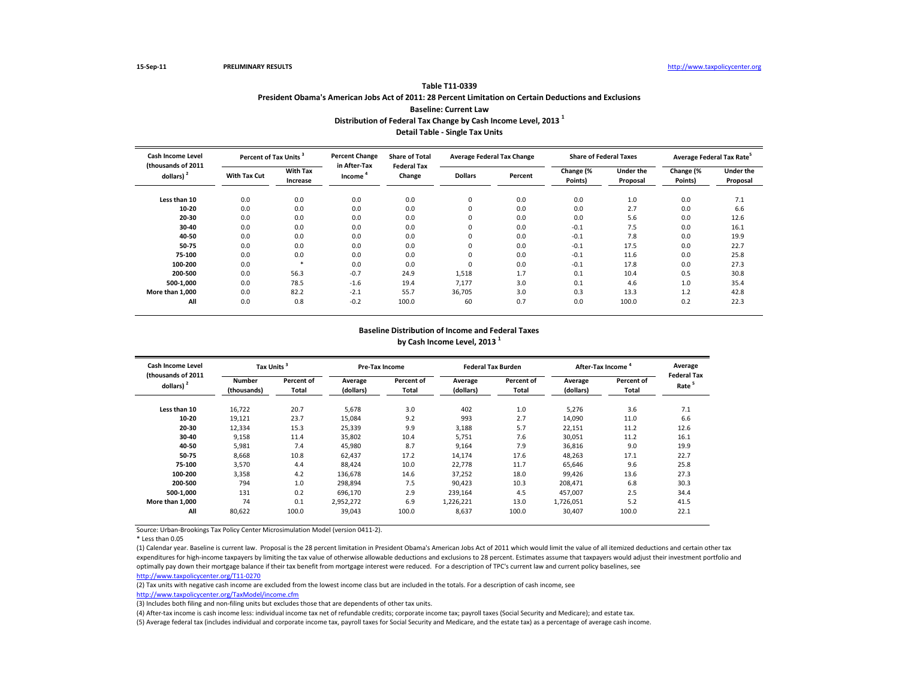15-Sep-11 **PRELIMINARY RESULTS** http://www.taxpolicycenter.org

### Table T11-0339
### President Obama's American Jobs Act of 2011: 28 Percent Limitation on Certain Deductions and Exclusions
### Baseline: Current Law
### Distribution of Federal Tax Change by Cash Income Level, 2013 [1]
### Detail Table - Single Tax Units

| Cash Income Level (thousands of 2011 dollars) [2] | Percent of Tax Units [3] | | Percent Change in After-Tax Income [4] | Share of Total Federal Tax Change | Average Federal Tax Change | | Share of Federal Taxes | | Average Federal Tax Rate[5] | |
|---|---|---|---|---|---|---|---|---|---|---|
| | With Tax Cut | With Tax Increase | | | Dollars | Percent | Change (% Points) | Under the Proposal | Change (% Points) | Under the Proposal |
| Less than 10 | 0.0 | 0.0 | 0.0 | 0.0 | 0 | 0.0 | 0.0 | 1.0 | 0.0 | 7.1 |
| 10-20 | 0.0 | 0.0 | 0.0 | 0.0 | 0 | 0.0 | 0.0 | 2.7 | 0.0 | 6.6 |
| 20-30 | 0.0 | 0.0 | 0.0 | 0.0 | 0 | 0.0 | 0.0 | 5.6 | 0.0 | 12.6 |
| 30-40 | 0.0 | 0.0 | 0.0 | 0.0 | 0 | 0.0 | -0.1 | 7.5 | 0.0 | 16.1 |
| 40-50 | 0.0 | 0.0 | 0.0 | 0.0 | 0 | 0.0 | -0.1 | 7.8 | 0.0 | 19.9 |
| 50-75 | 0.0 | 0.0 | 0.0 | 0.0 | 0 | 0.0 | -0.1 | 17.5 | 0.0 | 22.7 |
| 75-100 | 0.0 | 0.0 | 0.0 | 0.0 | 0 | 0.0 | -0.1 | 11.6 | 0.0 | 25.8 |
| 100-200 | 0.0 | * | 0.0 | 0.0 | 0 | 0.0 | -0.1 | 17.8 | 0.0 | 27.3 |
| 200-500 | 0.0 | 56.3 | -0.7 | 24.9 | 1,518 | 1.7 | 0.1 | 10.4 | 0.5 | 30.8 |
| 500-1,000 | 0.0 | 78.5 | -1.6 | 19.4 | 7,177 | 3.0 | 0.1 | 4.6 | 1.0 | 35.4 |
| More than 1,000 | 0.0 | 82.2 | -2.1 | 55.7 | 36,705 | 3.0 | 0.3 | 13.3 | 1.2 | 42.8 |
| All | 0.0 | 0.8 | -0.2 | 100.0 | 60 | 0.7 | 0.0 | 100.0 | 0.2 | 22.3 |

### Baseline Distribution of Income and Federal Taxes
### by Cash Income Level, 2013 [1]

| Cash Income Level (thousands of 2011 dollars) [2] | Tax Units [3] | | Pre-Tax Income | | Federal Tax Burden | | After-Tax Income [4] | | Average Federal Tax Rate [5] |
|---|---|---|---|---|---|---|---|---|---|
| | Number (thousands) | Percent of Total | Average (dollars) | Percent of Total | Average (dollars) | Percent of Total | Average (dollars) | Percent of Total | |
| Less than 10 | 16,722 | 20.7 | 5,678 | 3.0 | 402 | 1.0 | 5,276 | 3.6 | 7.1 |
| 10-20 | 19,121 | 23.7 | 15,084 | 9.2 | 993 | 2.7 | 14,090 | 11.0 | 6.6 |
| 20-30 | 12,334 | 15.3 | 25,339 | 9.9 | 3,188 | 5.7 | 22,151 | 11.2 | 12.6 |
| 30-40 | 9,158 | 11.4 | 35,802 | 10.4 | 5,751 | 7.6 | 30,051 | 11.2 | 16.1 |
| 40-50 | 5,981 | 7.4 | 45,980 | 8.7 | 9,164 | 7.9 | 36,816 | 9.0 | 19.9 |
| 50-75 | 8,668 | 10.8 | 62,437 | 17.2 | 14,174 | 17.6 | 48,263 | 17.1 | 22.7 |
| 75-100 | 3,570 | 4.4 | 88,424 | 10.0 | 22,778 | 11.7 | 65,646 | 9.6 | 25.8 |
| 100-200 | 3,358 | 4.2 | 136,678 | 14.6 | 37,252 | 18.0 | 99,426 | 13.6 | 27.3 |
| 200-500 | 794 | 1.0 | 298,894 | 7.5 | 90,423 | 10.3 | 208,471 | 6.8 | 30.3 |
| 500-1,000 | 131 | 0.2 | 696,170 | 2.9 | 239,164 | 4.5 | 457,007 | 2.5 | 34.4 |
| More than 1,000 | 74 | 0.1 | 2,952,272 | 6.9 | 1,226,221 | 13.0 | 1,726,051 | 5.2 | 41.5 |
| All | 80,622 | 100.0 | 39,043 | 100.0 | 8,637 | 100.0 | 30,407 | 100.0 | 22.1 |

Source: Urban-Brookings Tax Policy Center Microsimulation Model (version 0411-2).

\* Less than 0.05

(1) Calendar year. Baseline is current law. Proposal is the 28 percent limitation in President Obama's American Jobs Act of 2011 which would limit the value of all itemized deductions and certain other tax expenditures for high-income taxpayers by limiting the tax value of otherwise allowable deductions and exclusions to 28 percent. Estimates assume that taxpayers would adjust their investment portfolio and optimally pay down their mortgage balance if their tax benefit from mortgage interest were reduced. For a description of TPC's current law and current policy baselines, see http://www.taxpolicycenter.org/T11-0270

(2) Tax units with negative cash income are excluded from the lowest income class but are included in the totals. For a description of cash income, see http://www.taxpolicycenter.org/TaxModel/income.cfm

(3) Includes both filing and non-filing units but excludes those that are dependents of other tax units.

(4) After-tax income is cash income less: individual income tax net of refundable credits; corporate income tax; payroll taxes (Social Security and Medicare); and estate tax.

(5) Average federal tax (includes individual and corporate income tax, payroll taxes for Social Security and Medicare, and the estate tax) as a percentage of average cash income.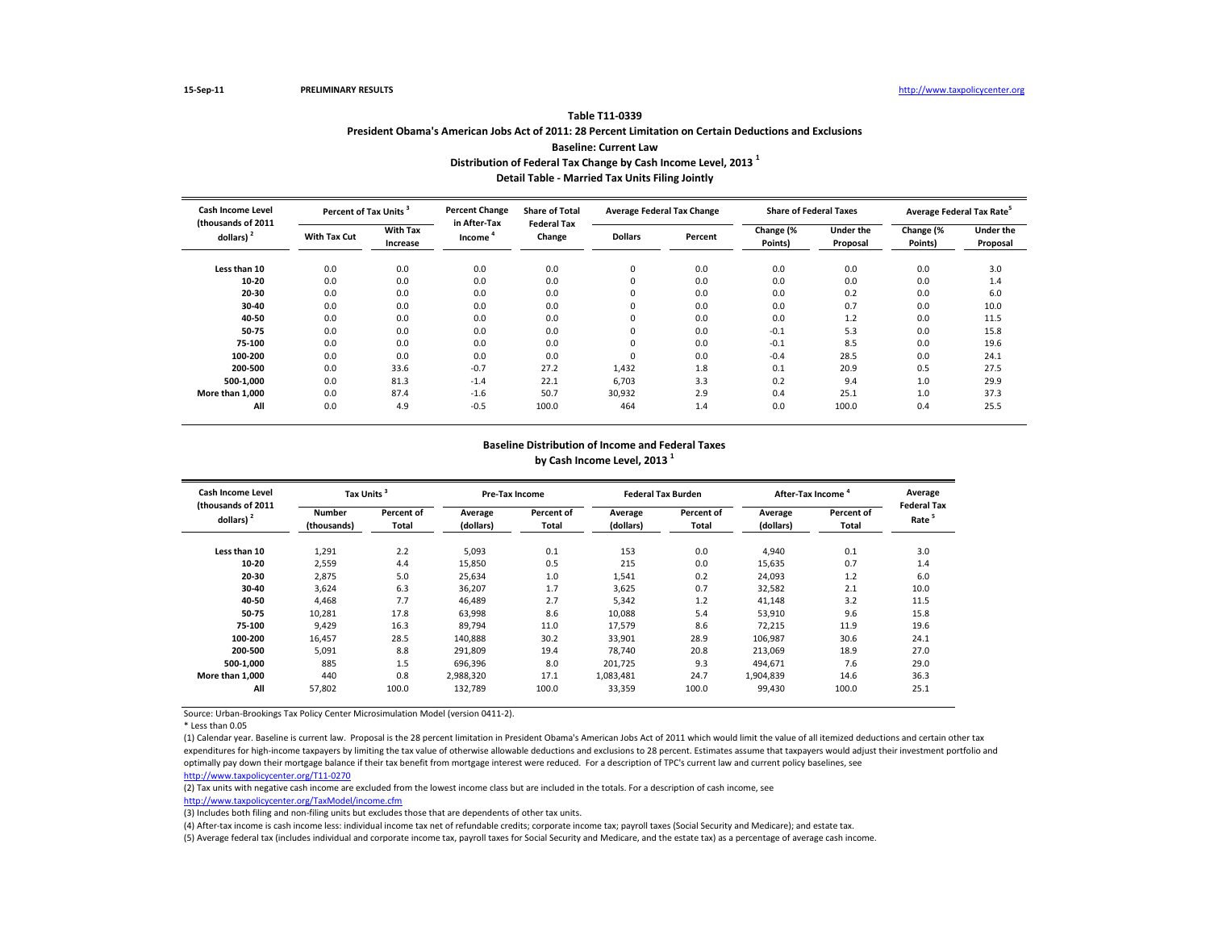15-Sep-11 PRELIMINARY RESULTS http://www.taxpolicycenter.org

## Table T11-0339

### President Obama's American Jobs Act of 2011: 28 Percent Limitation on Certain Deductions and Exclusions

### Baseline: Current Law

### Distribution of Federal Tax Change by Cash Income Level, 2013 [1]

### Detail Table - Married Tax Units Filing Jointly

| Cash Income Level (thousands of 2011 dollars) [2] | Percent of Tax Units [3] | | Percent Change in After-Tax Income [4] | Share of Total Federal Tax Change | Average Federal Tax Change | | Share of Federal Taxes | | Average Federal Tax Rate [5] | |
|---|---|---|---|---|---|---|---|---|---|---|
| | With Tax Cut | With Tax Increase | | | Dollars | Percent | Change (% Points) | Under the Proposal | Change (% Points) | Under the Proposal |
| Less than 10 | 0.0 | 0.0 | 0.0 | 0.0 | 0 | 0.0 | 0.0 | 0.0 | 0.0 | 3.0 |
| 10-20 | 0.0 | 0.0 | 0.0 | 0.0 | 0 | 0.0 | 0.0 | 0.0 | 0.0 | 1.4 |
| 20-30 | 0.0 | 0.0 | 0.0 | 0.0 | 0 | 0.0 | 0.0 | 0.2 | 0.0 | 6.0 |
| 30-40 | 0.0 | 0.0 | 0.0 | 0.0 | 0 | 0.0 | 0.0 | 0.7 | 0.0 | 10.0 |
| 40-50 | 0.0 | 0.0 | 0.0 | 0.0 | 0 | 0.0 | 0.0 | 1.2 | 0.0 | 11.5 |
| 50-75 | 0.0 | 0.0 | 0.0 | 0.0 | 0 | 0.0 | -0.1 | 5.3 | 0.0 | 15.8 |
| 75-100 | 0.0 | 0.0 | 0.0 | 0.0 | 0 | 0.0 | -0.1 | 8.5 | 0.0 | 19.6 |
| 100-200 | 0.0 | 0.0 | 0.0 | 0.0 | 0 | 0.0 | -0.4 | 28.5 | 0.0 | 24.1 |
| 200-500 | 0.0 | 33.6 | -0.7 | 27.2 | 1,432 | 1.8 | 0.1 | 20.9 | 0.5 | 27.5 |
| 500-1,000 | 0.0 | 81.3 | -1.4 | 22.1 | 6,703 | 3.3 | 0.2 | 9.4 | 1.0 | 29.9 |
| More than 1,000 | 0.0 | 87.4 | -1.6 | 50.7 | 30,932 | 2.9 | 0.4 | 25.1 | 1.0 | 37.3 |
| All | 0.0 | 4.9 | -0.5 | 100.0 | 464 | 1.4 | 0.0 | 100.0 | 0.4 | 25.5 |

### Baseline Distribution of Income and Federal Taxes by Cash Income Level, 2013 [1]

| Cash Income Level (thousands of 2011 dollars) [2] | Tax Units [3] | | Pre-Tax Income | | Federal Tax Burden | | After-Tax Income [4] | | Average Federal Tax Rate [5] |
|---|---|---|---|---|---|---|---|---|---|
| | Number (thousands) | Percent of Total | Average (dollars) | Percent of Total | Average (dollars) | Percent of Total | Average (dollars) | Percent of Total | |
| Less than 10 | 1,291 | 2.2 | 5,093 | 0.1 | 153 | 0.0 | 4,940 | 0.1 | 3.0 |
| 10-20 | 2,559 | 4.4 | 15,850 | 0.5 | 215 | 0.0 | 15,635 | 0.7 | 1.4 |
| 20-30 | 2,875 | 5.0 | 25,634 | 1.0 | 1,541 | 0.2 | 24,093 | 1.2 | 6.0 |
| 30-40 | 3,624 | 6.3 | 36,207 | 1.7 | 3,625 | 0.7 | 32,582 | 2.1 | 10.0 |
| 40-50 | 4,468 | 7.7 | 46,489 | 2.7 | 5,342 | 1.2 | 41,148 | 3.2 | 11.5 |
| 50-75 | 10,281 | 17.8 | 63,998 | 8.6 | 10,088 | 5.4 | 53,910 | 9.6 | 15.8 |
| 75-100 | 9,429 | 16.3 | 89,794 | 11.0 | 17,579 | 8.6 | 72,215 | 11.9 | 19.6 |
| 100-200 | 16,457 | 28.5 | 140,888 | 30.2 | 33,901 | 28.9 | 106,987 | 30.6 | 24.1 |
| 200-500 | 5,091 | 8.8 | 291,809 | 19.4 | 78,740 | 20.8 | 213,069 | 18.9 | 27.0 |
| 500-1,000 | 885 | 1.5 | 696,396 | 8.0 | 201,725 | 9.3 | 494,671 | 7.6 | 29.0 |
| More than 1,000 | 440 | 0.8 | 2,988,320 | 17.1 | 1,083,481 | 24.7 | 1,904,839 | 14.6 | 36.3 |
| All | 57,802 | 100.0 | 132,789 | 100.0 | 33,359 | 100.0 | 99,430 | 100.0 | 25.1 |

Source: Urban-Brookings Tax Policy Center Microsimulation Model (version 0411-2).

* Less than 0.05

(1) Calendar year. Baseline is current law. Proposal is the 28 percent limitation in President Obama's American Jobs Act of 2011 which would limit the value of all itemized deductions and certain other tax expenditures for high-income taxpayers by limiting the tax value of otherwise allowable deductions and exclusions to 28 percent. Estimates assume that taxpayers would adjust their investment portfolio and optimally pay down their mortgage balance if their tax benefit from mortgage interest were reduced. For a description of TPC's current law and current policy baselines, see http://www.taxpolicycenter.org/T11-0270

(2) Tax units with negative cash income are excluded from the lowest income class but are included in the totals. For a description of cash income, see http://www.taxpolicycenter.org/TaxModel/income.cfm

(3) Includes both filing and non-filing units but excludes those that are dependents of other tax units.

(4) After-tax income is cash income less: individual income tax net of refundable credits; corporate income tax; payroll taxes (Social Security and Medicare); and estate tax.

(5) Average federal tax (includes individual and corporate income tax, payroll taxes for Social Security and Medicare, and the estate tax) as a percentage of average cash income.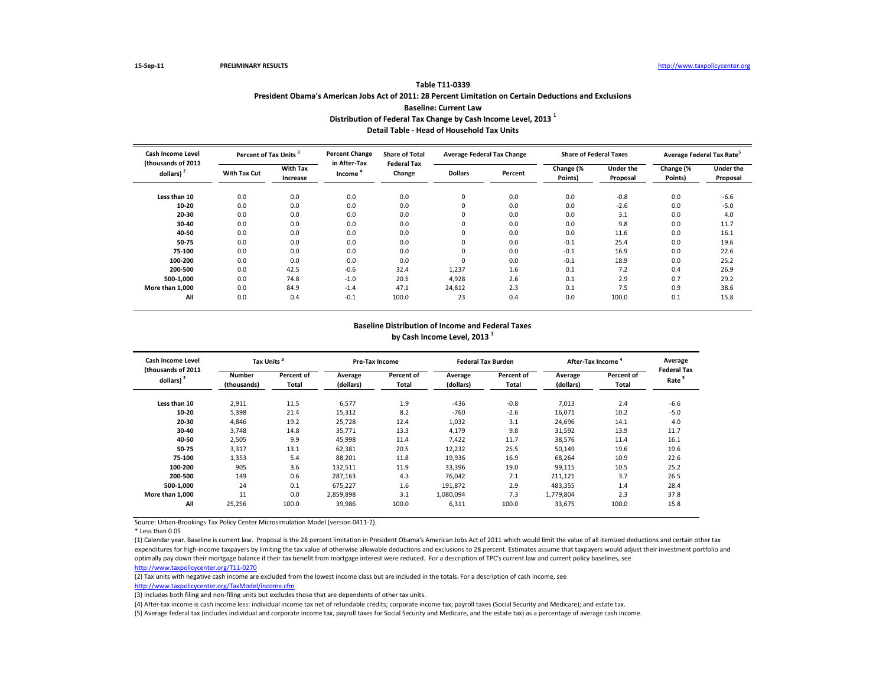15-Sep-11 PRELIMINARY RESULTS http://www.taxpolicycenter.org

# Table T11-0339

## President Obama's American Jobs Act of 2011: 28 Percent Limitation on Certain Deductions and Exclusions

### Baseline: Current Law

### Distribution of Federal Tax Change by Cash Income Level, 2013 [1]

### Detail Table - Head of Household Tax Units

| Cash Income Level (thousands of 2011 dollars) [2] | Percent of Tax Units [3] | | Percent Change in After-Tax Income [4] | Share of Total Federal Tax Change | Average Federal Tax Change | | Share of Federal Taxes | | Average Federal Tax Rate [5] | |
|---|---|---|---|---|---|---|---|---|---|---|
| | With Tax Cut | With Tax Increase | | | Dollars | Percent | Change (% Points) | Under the Proposal | Change (% Points) | Under the Proposal |
| Less than 10 | 0.0 | 0.0 | 0.0 | 0.0 | 0 | 0.0 | 0.0 | -0.8 | 0.0 | -6.6 |
| 10-20 | 0.0 | 0.0 | 0.0 | 0.0 | 0 | 0.0 | 0.0 | -2.6 | 0.0 | -5.0 |
| 20-30 | 0.0 | 0.0 | 0.0 | 0.0 | 0 | 0.0 | 0.0 | 3.1 | 0.0 | 4.0 |
| 30-40 | 0.0 | 0.0 | 0.0 | 0.0 | 0 | 0.0 | 0.0 | 9.8 | 0.0 | 11.7 |
| 40-50 | 0.0 | 0.0 | 0.0 | 0.0 | 0 | 0.0 | 0.0 | 11.6 | 0.0 | 16.1 |
| 50-75 | 0.0 | 0.0 | 0.0 | 0.0 | 0 | 0.0 | -0.1 | 25.4 | 0.0 | 19.6 |
| 75-100 | 0.0 | 0.0 | 0.0 | 0.0 | 0 | 0.0 | -0.1 | 16.9 | 0.0 | 22.6 |
| 100-200 | 0.0 | 0.0 | 0.0 | 0.0 | 0 | 0.0 | -0.1 | 18.9 | 0.0 | 25.2 |
| 200-500 | 0.0 | 42.5 | -0.6 | 32.4 | 1,237 | 1.6 | 0.1 | 7.2 | 0.4 | 26.9 |
| 500-1,000 | 0.0 | 74.8 | -1.0 | 20.5 | 4,928 | 2.6 | 0.1 | 2.9 | 0.7 | 29.2 |
| More than 1,000 | 0.0 | 84.9 | -1.4 | 47.1 | 24,812 | 2.3 | 0.1 | 7.5 | 0.9 | 38.6 |
| All | 0.0 | 0.4 | -0.1 | 100.0 | 23 | 0.4 | 0.0 | 100.0 | 0.1 | 15.8 |

### Baseline Distribution of Income and Federal Taxes by Cash Income Level, 2013 [1]

| Cash Income Level (thousands of 2011 dollars) [2] | Tax Units [3] | | Pre-Tax Income | | Federal Tax Burden | | After-Tax Income [4] | | Average Federal Tax Rate [5] |
|---|---|---|---|---|---|---|---|---|---|
| | Number (thousands) | Percent of Total | Average (dollars) | Percent of Total | Average (dollars) | Percent of Total | Average (dollars) | Percent of Total | |
| Less than 10 | 2,911 | 11.5 | 6,577 | 1.9 | -436 | -0.8 | 7,013 | 2.4 | -6.6 |
| 10-20 | 5,398 | 21.4 | 15,312 | 8.2 | -760 | -2.6 | 16,071 | 10.2 | -5.0 |
| 20-30 | 4,846 | 19.2 | 25,728 | 12.4 | 1,032 | 3.1 | 24,696 | 14.1 | 4.0 |
| 30-40 | 3,748 | 14.8 | 35,771 | 13.3 | 4,179 | 9.8 | 31,592 | 13.9 | 11.7 |
| 40-50 | 2,505 | 9.9 | 45,998 | 11.4 | 7,422 | 11.7 | 38,576 | 11.4 | 16.1 |
| 50-75 | 3,317 | 13.1 | 62,381 | 20.5 | 12,232 | 25.5 | 50,149 | 19.6 | 19.6 |
| 75-100 | 1,353 | 5.4 | 88,201 | 11.8 | 19,936 | 16.9 | 68,264 | 10.9 | 22.6 |
| 100-200 | 905 | 3.6 | 132,511 | 11.9 | 33,396 | 19.0 | 99,115 | 10.5 | 25.2 |
| 200-500 | 149 | 0.6 | 287,163 | 4.3 | 76,042 | 7.1 | 211,121 | 3.7 | 26.5 |
| 500-1,000 | 24 | 0.1 | 675,227 | 1.6 | 191,872 | 2.9 | 483,355 | 1.4 | 28.4 |
| More than 1,000 | 11 | 0.0 | 2,859,898 | 3.1 | 1,080,094 | 7.3 | 1,779,804 | 2.3 | 37.8 |
| All | 25,256 | 100.0 | 39,986 | 100.0 | 6,311 | 100.0 | 33,675 | 100.0 | 15.8 |

Source: Urban-Brookings Tax Policy Center Microsimulation Model (version 0411-2).

* Less than 0.05

(1) Calendar year. Baseline is current law. Proposal is the 28 percent limitation in President Obama's American Jobs Act of 2011 which would limit the value of all itemized deductions and certain other tax expenditures for high-income taxpayers by limiting the tax value of otherwise allowable deductions and exclusions to 28 percent. Estimates assume that taxpayers would adjust their investment portfolio and optimally pay down their mortgage balance if their tax benefit from mortgage interest were reduced. For a description of TPC's current law and current policy baselines, see http://www.taxpolicycenter.org/T11-0270

(2) Tax units with negative cash income are excluded from the lowest income class but are included in the totals. For a description of cash income, see http://www.taxpolicycenter.org/TaxModel/income.cfm

(3) Includes both filing and non-filing units but excludes those that are dependents of other tax units.

(4) After-tax income is cash income less: individual income tax net of refundable credits; corporate income tax; payroll taxes (Social Security and Medicare); and estate tax.

(5) Average federal tax (includes individual and corporate income tax, payroll taxes for Social Security and Medicare, and the estate tax) as a percentage of average cash income.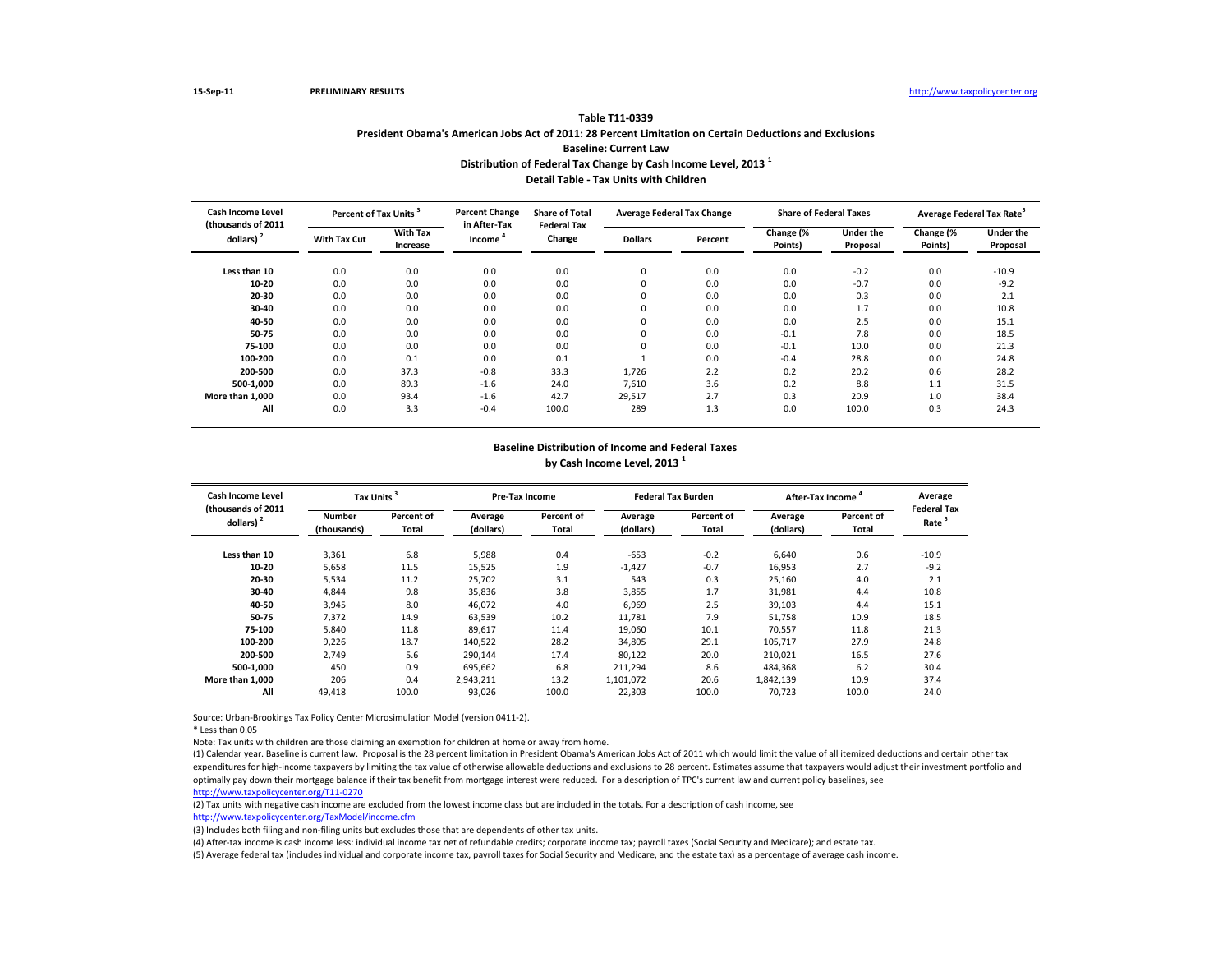15-Sep-11 **PRELIMINARY RESULTS** http://www.taxpolicycenter.org

**Table T11-0339**

**President Obama's American Jobs Act of 2011: 28 Percent Limitation on Certain Deductions and Exclusions**

**Baseline: Current Law**

**Distribution of Federal Tax Change by Cash Income Level, 2013 [1]**

**Detail Table - Tax Units with Children**

| Cash Income Level (thousands of 2011 dollars) [2] | Percent of Tax Units [3] | | Percent Change in After-Tax Income [4] | Share of Total Federal Tax Change | Average Federal Tax Change | | Share of Federal Taxes | | Average Federal Tax Rate[5] | |
|---|---|---|---|---|---|---|---|---|---|---|
| | With Tax Cut | With Tax Increase | | | Dollars | Percent | Change (% Points) | Under the Proposal | Change (% Points) | Under the Proposal |
| Less than 10 | 0.0 | 0.0 | 0.0 | 0.0 | 0 | 0.0 | 0.0 | -0.2 | 0.0 | -10.9 |
| 10-20 | 0.0 | 0.0 | 0.0 | 0.0 | 0 | 0.0 | 0.0 | -0.7 | 0.0 | -9.2 |
| 20-30 | 0.0 | 0.0 | 0.0 | 0.0 | 0 | 0.0 | 0.0 | 0.3 | 0.0 | 2.1 |
| 30-40 | 0.0 | 0.0 | 0.0 | 0.0 | 0 | 0.0 | 0.0 | 1.7 | 0.0 | 10.8 |
| 40-50 | 0.0 | 0.0 | 0.0 | 0.0 | 0 | 0.0 | 0.0 | 2.5 | 0.0 | 15.1 |
| 50-75 | 0.0 | 0.0 | 0.0 | 0.0 | 0 | 0.0 | -0.1 | 7.8 | 0.0 | 18.5 |
| 75-100 | 0.0 | 0.0 | 0.0 | 0.0 | 0 | 0.0 | -0.1 | 10.0 | 0.0 | 21.3 |
| 100-200 | 0.0 | 0.1 | 0.0 | 0.1 | 1 | 0.0 | -0.4 | 28.8 | 0.0 | 24.8 |
| 200-500 | 0.0 | 37.3 | -0.8 | 33.3 | 1,726 | 2.2 | 0.2 | 20.2 | 0.6 | 28.2 |
| 500-1,000 | 0.0 | 89.3 | -1.6 | 24.0 | 7,610 | 3.6 | 0.2 | 8.8 | 1.1 | 31.5 |
| More than 1,000 | 0.0 | 93.4 | -1.6 | 42.7 | 29,517 | 2.7 | 0.3 | 20.9 | 1.0 | 38.4 |
| All | 0.0 | 3.3 | -0.4 | 100.0 | 289 | 1.3 | 0.0 | 100.0 | 0.3 | 24.3 |

**Baseline Distribution of Income and Federal Taxes**

**by Cash Income Level, 2013 [1]**

| Cash Income Level (thousands of 2011 dollars) [2] | Tax Units [3] | | Pre-Tax Income | | Federal Tax Burden | | After-Tax Income [4] | | Average Federal Tax Rate [5] |
|---|---|---|---|---|---|---|---|---|---|
| | Number (thousands) | Percent of Total | Average (dollars) | Percent of Total | Average (dollars) | Percent of Total | Average (dollars) | Percent of Total | |
| Less than 10 | 3,361 | 6.8 | 5,988 | 0.4 | -653 | -0.2 | 6,640 | 0.6 | -10.9 |
| 10-20 | 5,658 | 11.5 | 15,525 | 1.9 | -1,427 | -0.7 | 16,953 | 2.7 | -9.2 |
| 20-30 | 5,534 | 11.2 | 25,702 | 3.1 | 543 | 0.3 | 25,160 | 4.0 | 2.1 |
| 30-40 | 4,844 | 9.8 | 35,836 | 3.8 | 3,855 | 1.7 | 31,981 | 4.4 | 10.8 |
| 40-50 | 3,945 | 8.0 | 46,072 | 4.0 | 6,969 | 2.5 | 39,103 | 4.4 | 15.1 |
| 50-75 | 7,372 | 14.9 | 63,539 | 10.2 | 11,781 | 7.9 | 51,758 | 10.9 | 18.5 |
| 75-100 | 5,840 | 11.8 | 89,617 | 11.4 | 19,060 | 10.1 | 70,557 | 11.8 | 21.3 |
| 100-200 | 9,226 | 18.7 | 140,522 | 28.2 | 34,805 | 29.1 | 105,717 | 27.9 | 24.8 |
| 200-500 | 2,749 | 5.6 | 290,144 | 17.4 | 80,122 | 20.0 | 210,021 | 16.5 | 27.6 |
| 500-1,000 | 450 | 0.9 | 695,662 | 6.8 | 211,294 | 8.6 | 484,368 | 6.2 | 30.4 |
| More than 1,000 | 206 | 0.4 | 2,943,211 | 13.2 | 1,101,072 | 20.6 | 1,842,139 | 10.9 | 37.4 |
| All | 49,418 | 100.0 | 93,026 | 100.0 | 22,303 | 100.0 | 70,723 | 100.0 | 24.0 |

Source: Urban-Brookings Tax Policy Center Microsimulation Model (version 0411-2).

* Less than 0.05

Note: Tax units with children are those claiming an exemption for children at home or away from home.

(1) Calendar year. Baseline is current law. Proposal is the 28 percent limitation in President Obama's American Jobs Act of 2011 which would limit the value of all itemized deductions and certain other tax expenditures for high-income taxpayers by limiting the tax value of otherwise allowable deductions and exclusions to 28 percent. Estimates assume that taxpayers would adjust their investment portfolio and optimally pay down their mortgage balance if their tax benefit from mortgage interest were reduced. For a description of TPC's current law and current policy baselines, see http://www.taxpolicycenter.org/T11-0270

(2) Tax units with negative cash income are excluded from the lowest income class but are included in the totals. For a description of cash income, see http://www.taxpolicycenter.org/TaxModel/income.cfm

(3) Includes both filing and non-filing units but excludes those that are dependents of other tax units.

(4) After-tax income is cash income less: individual income tax net of refundable credits; corporate income tax; payroll taxes (Social Security and Medicare); and estate tax.

(5) Average federal tax (includes individual and corporate income tax, payroll taxes for Social Security and Medicare, and the estate tax) as a percentage of average cash income.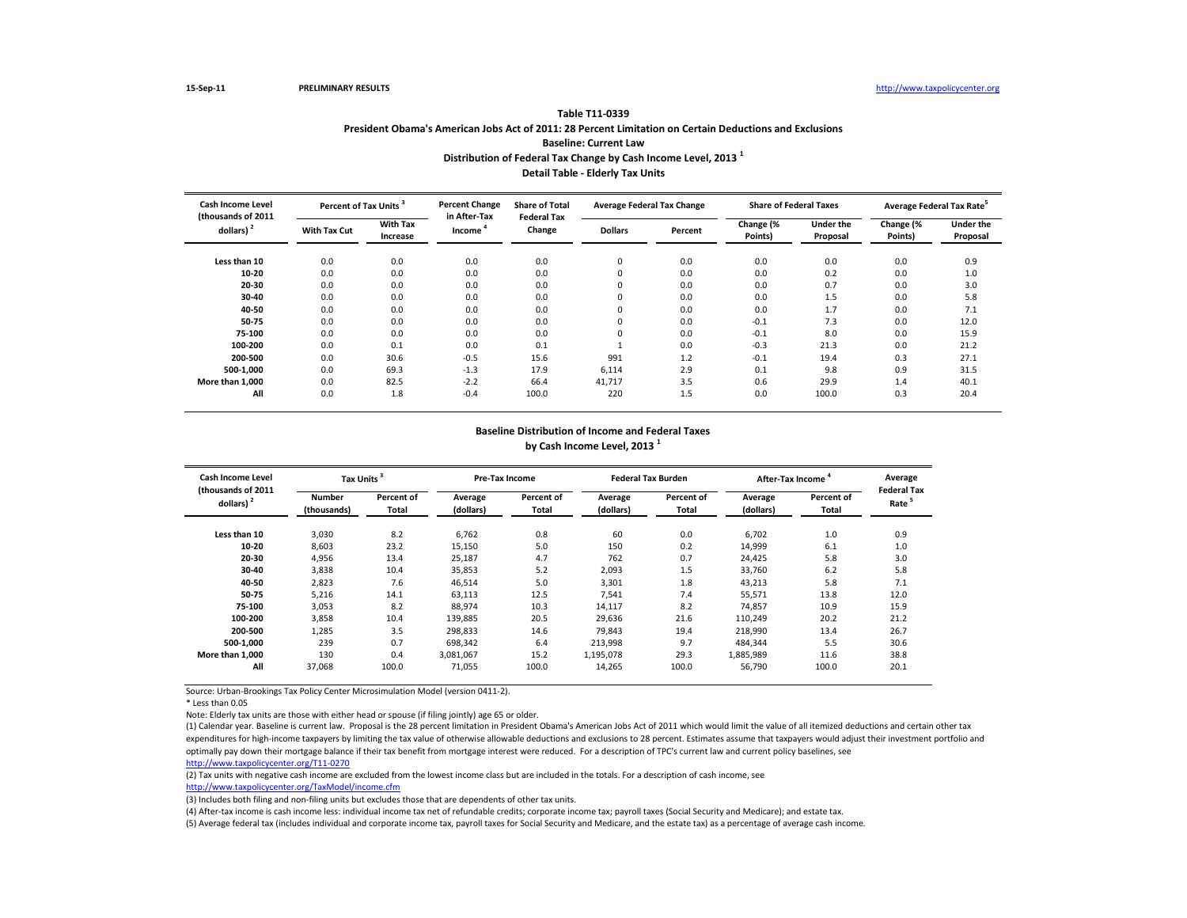15-Sep-11 **PRELIMINARY RESULTS** http://www.taxpolicycenter.org

## Table T11-0339

### President Obama's American Jobs Act of 2011: 28 Percent Limitation on Certain Deductions and Exclusions

### Baseline: Current Law

### Distribution of Federal Tax Change by Cash Income Level, 2013 [1]

### Detail Table - Elderly Tax Units

| Cash Income Level (thousands of 2011 dollars) [2] | Percent of Tax Units [3] | | Percent Change in After-Tax Income [4] | Share of Total Federal Tax Change | Average Federal Tax Change | | Share of Federal Taxes | | Average Federal Tax Rate[5] | |
|---|---|---|---|---|---|---|---|---|---|---|
| | With Tax Cut | With Tax Increase | | | Dollars | Percent | Change (% Points) | Under the Proposal | Change (% Points) | Under the Proposal |
| Less than 10 | 0.0 | 0.0 | 0.0 | 0.0 | 0 | 0.0 | 0.0 | 0.0 | 0.0 | 0.9 |
| 10-20 | 0.0 | 0.0 | 0.0 | 0.0 | 0 | 0.0 | 0.0 | 0.2 | 0.0 | 1.0 |
| 20-30 | 0.0 | 0.0 | 0.0 | 0.0 | 0 | 0.0 | 0.0 | 0.7 | 0.0 | 3.0 |
| 30-40 | 0.0 | 0.0 | 0.0 | 0.0 | 0 | 0.0 | 0.0 | 1.5 | 0.0 | 5.8 |
| 40-50 | 0.0 | 0.0 | 0.0 | 0.0 | 0 | 0.0 | 0.0 | 1.7 | 0.0 | 7.1 |
| 50-75 | 0.0 | 0.0 | 0.0 | 0.0 | 0 | 0.0 | -0.1 | 7.3 | 0.0 | 12.0 |
| 75-100 | 0.0 | 0.0 | 0.0 | 0.0 | 0 | 0.0 | -0.1 | 8.0 | 0.0 | 15.9 |
| 100-200 | 0.0 | 0.1 | 0.0 | 0.1 | 1 | 0.0 | -0.3 | 21.3 | 0.0 | 21.2 |
| 200-500 | 0.0 | 30.6 | -0.5 | 15.6 | 991 | 1.2 | -0.1 | 19.4 | 0.3 | 27.1 |
| 500-1,000 | 0.0 | 69.3 | -1.3 | 17.9 | 6,114 | 2.9 | 0.1 | 9.8 | 0.9 | 31.5 |
| More than 1,000 | 0.0 | 82.5 | -2.2 | 66.4 | 41,717 | 3.5 | 0.6 | 29.9 | 1.4 | 40.1 |
| All | 0.0 | 1.8 | -0.4 | 100.0 | 220 | 1.5 | 0.0 | 100.0 | 0.3 | 20.4 |

### Baseline Distribution of Income and Federal Taxes by Cash Income Level, 2013 [1]

| Cash Income Level (thousands of 2011 dollars) [2] | Tax Units [3] | | Pre-Tax Income | | Federal Tax Burden | | After-Tax Income [4] | | Average Federal Tax Rate [5] |
|---|---|---|---|---|---|---|---|---|---|
| | Number (thousands) | Percent of Total | Average (dollars) | Percent of Total | Average (dollars) | Percent of Total | Average (dollars) | Percent of Total | |
| Less than 10 | 3,030 | 8.2 | 6,762 | 0.8 | 60 | 0.0 | 6,702 | 1.0 | 0.9 |
| 10-20 | 8,603 | 23.2 | 15,150 | 5.0 | 150 | 0.2 | 14,999 | 6.1 | 1.0 |
| 20-30 | 4,956 | 13.4 | 25,187 | 4.7 | 762 | 0.7 | 24,425 | 5.8 | 3.0 |
| 30-40 | 3,838 | 10.4 | 35,853 | 5.2 | 2,093 | 1.5 | 33,760 | 6.2 | 5.8 |
| 40-50 | 2,823 | 7.6 | 46,514 | 5.0 | 3,301 | 1.8 | 43,213 | 5.8 | 7.1 |
| 50-75 | 5,216 | 14.1 | 63,113 | 12.5 | 7,541 | 7.4 | 55,571 | 13.8 | 12.0 |
| 75-100 | 3,053 | 8.2 | 88,974 | 10.3 | 14,117 | 8.2 | 74,857 | 10.9 | 15.9 |
| 100-200 | 3,858 | 10.4 | 139,885 | 20.5 | 29,636 | 21.6 | 110,249 | 20.2 | 21.2 |
| 200-500 | 1,285 | 3.5 | 298,833 | 14.6 | 79,843 | 19.4 | 218,990 | 13.4 | 26.7 |
| 500-1,000 | 239 | 0.7 | 698,342 | 6.4 | 213,998 | 9.7 | 484,344 | 5.5 | 30.6 |
| More than 1,000 | 130 | 0.4 | 3,081,067 | 15.2 | 1,195,078 | 29.3 | 1,885,989 | 11.6 | 38.8 |
| All | 37,068 | 100.0 | 71,055 | 100.0 | 14,265 | 100.0 | 56,790 | 100.0 | 20.1 |

Source: Urban-Brookings Tax Policy Center Microsimulation Model (version 0411-2).

* Less than 0.05

Note: Elderly tax units are those with either head or spouse (if filing jointly) age 65 or older.

(1) Calendar year. Baseline is current law. Proposal is the 28 percent limitation in President Obama's American Jobs Act of 2011 which would limit the value of all itemized deductions and certain other tax expenditures for high-income taxpayers by limiting the tax value of otherwise allowable deductions and exclusions to 28 percent. Estimates assume that taxpayers would adjust their investment portfolio and optimally pay down their mortgage balance if their tax benefit from mortgage interest were reduced. For a description of TPC's current law and current policy baselines, see http://www.taxpolicycenter.org/T11-0270

(2) Tax units with negative cash income are excluded from the lowest income class but are included in the totals. For a description of cash income, see http://www.taxpolicycenter.org/TaxModel/income.cfm

(3) Includes both filing and non-filing units but excludes those that are dependents of other tax units.

(4) After-tax income is cash income less: individual income tax net of refundable credits; corporate income tax; payroll taxes (Social Security and Medicare); and estate tax.

(5) Average federal tax (includes individual and corporate income tax, payroll taxes for Social Security and Medicare, and the estate tax) as a percentage of average cash income.